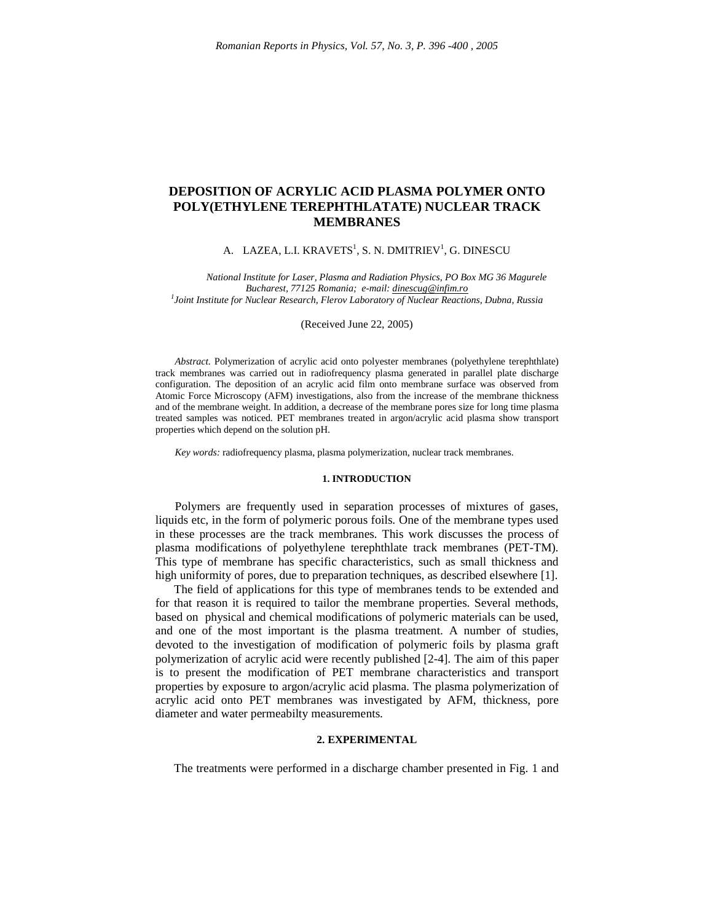# DEPOSITION OF ACRYLIC ACID PLASMA POLYMER ONTO POLY(ETHYLENE TEREPHTHLATATE) NUCLEAR TRACK MEMBRANES

A. LAZEA, L.I. KRAVETS[1], S. N. DMITRIEV[1], G. DINESCU

*National Institute for Laser, Plasma and Radiation Physics, PO Box MG 36 Magurele Bucharest, 77125 Romania; e-mail: dinescug@infim.ro*
*[1]Joint Institute for Nuclear Research, Flerov Laboratory of Nuclear Reactions, Dubna, Russia*

(Received June 22, 2005)

*Abstract.* Polymerization of acrylic acid onto polyester membranes (polyethylene terephthlate) track membranes was carried out in radiofrequency plasma generated in parallel plate discharge configuration. The deposition of an acrylic acid film onto membrane surface was observed from Atomic Force Microscopy (AFM) investigations, also from the increase of the membrane thickness and of the membrane weight. In addition, a decrease of the membrane pores size for long time plasma treated samples was noticed. PET membranes treated in argon/acrylic acid plasma show transport properties which depend on the solution pH.

*Key words:* radiofrequency plasma, plasma polymerization, nuclear track membranes.

## 1. INTRODUCTION

Polymers are frequently used in separation processes of mixtures of gases, liquids etc, in the form of polymeric porous foils. One of the membrane types used in these processes are the track membranes. This work discusses the process of plasma modifications of polyethylene terephthlate track membranes (PET-TM). This type of membrane has specific characteristics, such as small thickness and high uniformity of pores, due to preparation techniques, as described elsewhere [1].

The field of applications for this type of membranes tends to be extended and for that reason it is required to tailor the membrane properties. Several methods, based on physical and chemical modifications of polymeric materials can be used, and one of the most important is the plasma treatment. A number of studies, devoted to the investigation of modification of polymeric foils by plasma graft polymerization of acrylic acid were recently published [2-4]. The aim of this paper is to present the modification of PET membrane characteristics and transport properties by exposure to argon/acrylic acid plasma. The plasma polymerization of acrylic acid onto PET membranes was investigated by AFM, thickness, pore diameter and water permeabilty measurements.

## 2. EXPERIMENTAL

The treatments were performed in a discharge chamber presented in Fig. 1 and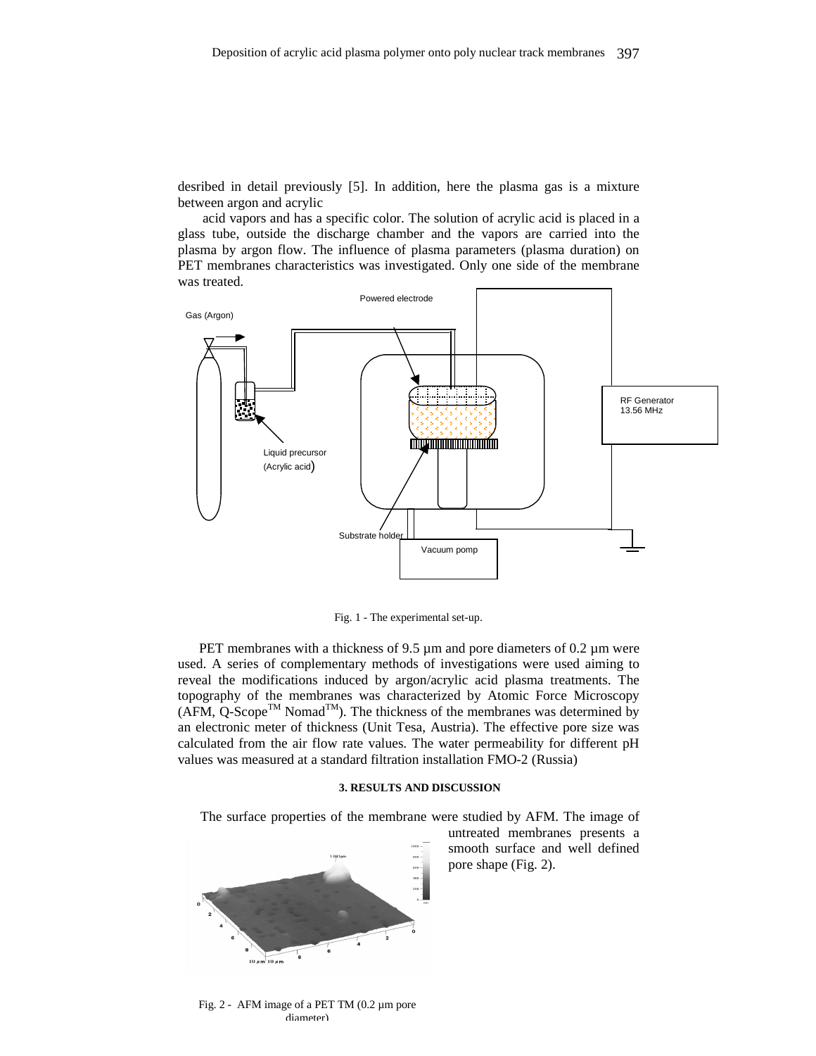desribed in detail previously [5]. In addition, here the plasma gas is a mixture between argon and acrylic

acid vapors and has a specific color. The solution of acrylic acid is placed in a glass tube, outside the discharge chamber and the vapors are carried into the plasma by argon flow. The influence of plasma parameters (plasma duration) on PET membranes characteristics was investigated. Only one side of the membrane was treated.

Fig. 1 - The experimental set-up.

PET membranes with a thickness of 9.5 µm and pore diameters of 0.2 µm were used. A series of complementary methods of investigations were used aiming to reveal the modifications induced by argon/acrylic acid plasma treatments. The topography of the membranes was characterized by Atomic Force Microscopy (AFM, Q-Scope$^{TM}$ Nomad$^{TM}$). The thickness of the membranes was determined by an electronic meter of thickness (Unit Tesa, Austria). The effective pore size was calculated from the air flow rate values. The water permeability for different pH values was measured at a standard filtration installation FMO-2 (Russia)

## 3. RESULTS AND DISCUSSION

The surface properties of the membrane were studied by AFM. The image of untreated membranes presents a smooth surface and well defined pore shape (Fig. 2).

Fig. 2 - AFM image of a PET TM (0.2 µm pore diameter)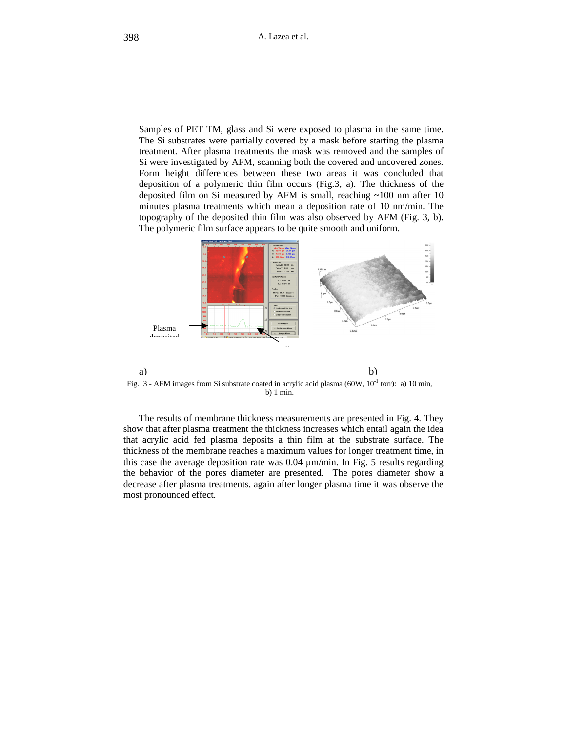Samples of PET TM, glass and Si were exposed to plasma in the same time. The Si substrates were partially covered by a mask before starting the plasma treatment. After plasma treatments the mask was removed and the samples of Si were investigated by AFM, scanning both the covered and uncovered zones. Form height differences between these two areas it was concluded that deposition of a polymeric thin film occurs (Fig.3, a). The thickness of the deposited film on Si measured by AFM is small, reaching ~100 nm after 10 minutes plasma treatments which mean a deposition rate of 10 nm/min. The topography of the deposited thin film was also observed by AFM (Fig. 3, b). The polymeric film surface appears to be quite smooth and uniform.

a) b)

Fig. 3 - AFM images from Si substrate coated in acrylic acid plasma (60W, $10^{-1}$ torr): a) 10 min, b) 1 min.

The results of membrane thickness measurements are presented in Fig. 4. They show that after plasma treatment the thickness increases which entail again the idea that acrylic acid fed plasma deposits a thin film at the substrate surface. The thickness of the membrane reaches a maximum values for longer treatment time, in this case the average deposition rate was 0.04 µm/min. In Fig. 5 results regarding the behavior of the pores diameter are presented. The pores diameter show a decrease after plasma treatments, again after longer plasma time it was observe the most pronounced effect.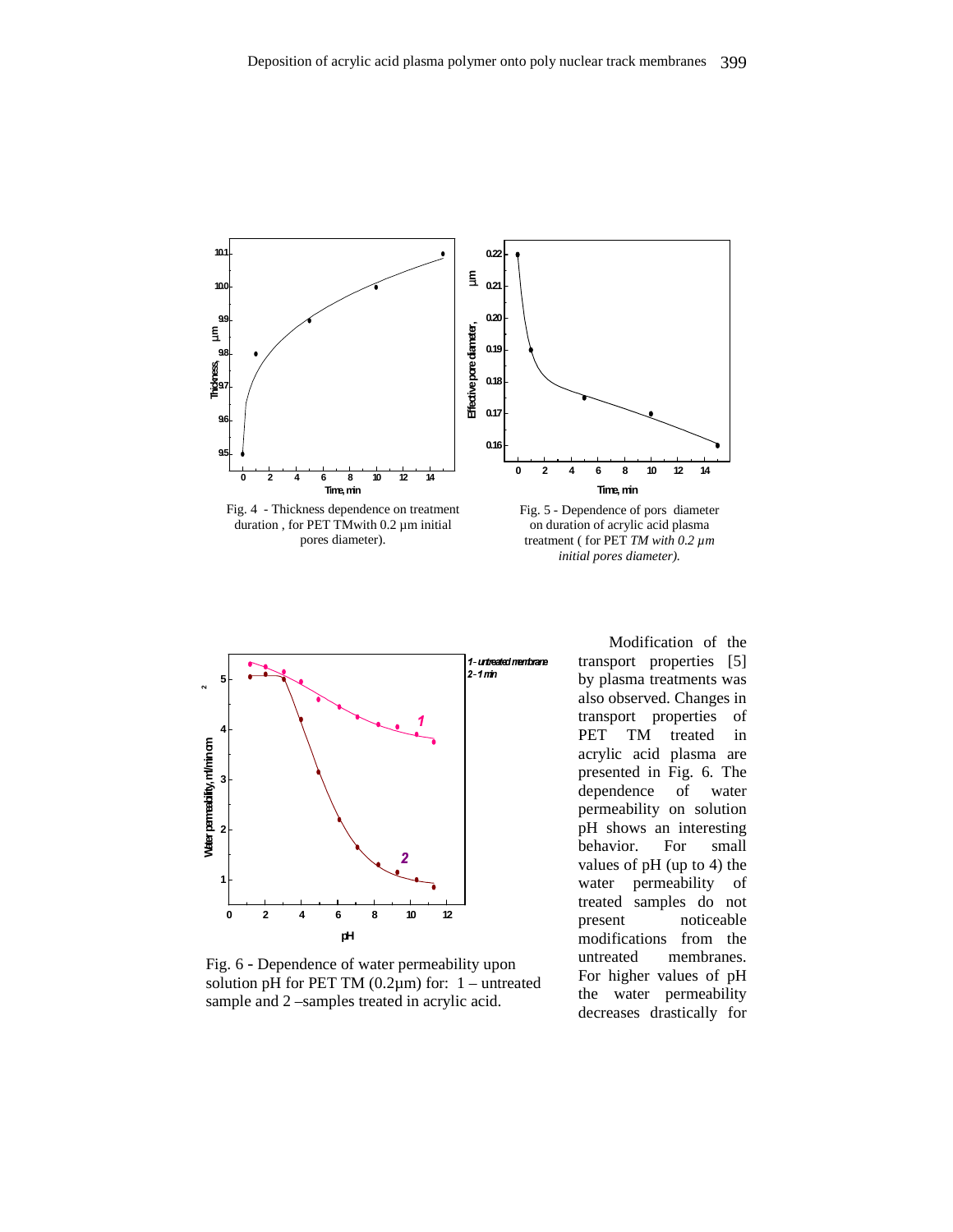Fig. 4 - Thickness dependence on treatment duration , for PET TMwith 0.2 µm initial pores diameter).

Fig. 5 - Dependence of pors diameter on duration of acrylic acid plasma treatment ( for PET *TM with 0.2 µm initial pores diameter).*

Fig. 6 - Dependence of water permeability upon solution pH for PET TM (0.2µm) for: 1 – untreated sample and 2 –samples treated in acrylic acid.

Modification of the transport properties [5] by plasma treatments was also observed. Changes in transport properties of PET TM treated in acrylic acid plasma are presented in Fig. 6. The dependence of water permeability on solution pH shows an interesting behavior. For small values of pH (up to 4) the water permeability of treated samples do not present noticeable modifications from the untreated membranes. For higher values of pH the water permeability decreases drastically for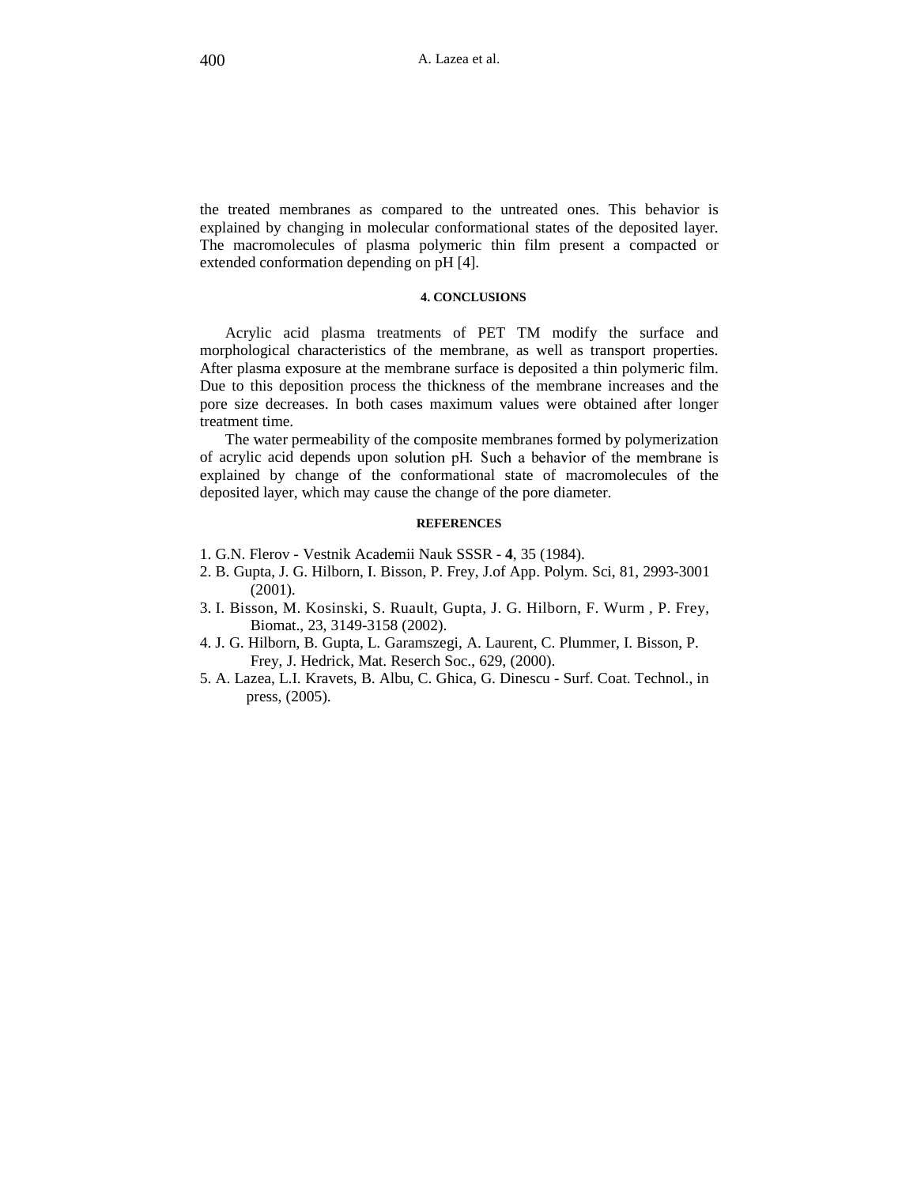the treated membranes as compared to the untreated ones. This behavior is explained by changing in molecular conformational states of the deposited layer. The macromolecules of plasma polymeric thin film present a compacted or extended conformation depending on pH [4].

## 4. CONCLUSIONS

Acrylic acid plasma treatments of PET TM modify the surface and morphological characteristics of the membrane, as well as transport properties. After plasma exposure at the membrane surface is deposited a thin polymeric film. Due to this deposition process the thickness of the membrane increases and the pore size decreases. In both cases maximum values were obtained after longer treatment time.

The water permeability of the composite membranes formed by polymerization of acrylic acid depends upon solution pH. Such a behavior of the membrane is explained by change of the conformational state of macromolecules of the deposited layer, which may cause the change of the pore diameter.

## REFERENCES

1. G.N. Flerov - Vestnik Academii Nauk SSSR - **4**, 35 (1984).
2. B. Gupta, J. G. Hilborn, I. Bisson, P. Frey, J.of App. Polym. Sci, 81, 2993-3001 (2001).
3. I. Bisson, M. Kosinski, S. Ruault, Gupta, J. G. Hilborn, F. Wurm , P. Frey, Biomat., 23, 3149-3158 (2002).
4. J. G. Hilborn, B. Gupta, L. Garamszegi, A. Laurent, C. Plummer, I. Bisson, P. Frey, J. Hedrick, Mat. Reserch Soc., 629, (2000).
5. A. Lazea, L.I. Kravets, B. Albu, C. Ghica, G. Dinescu - Surf. Coat. Technol., in press, (2005).